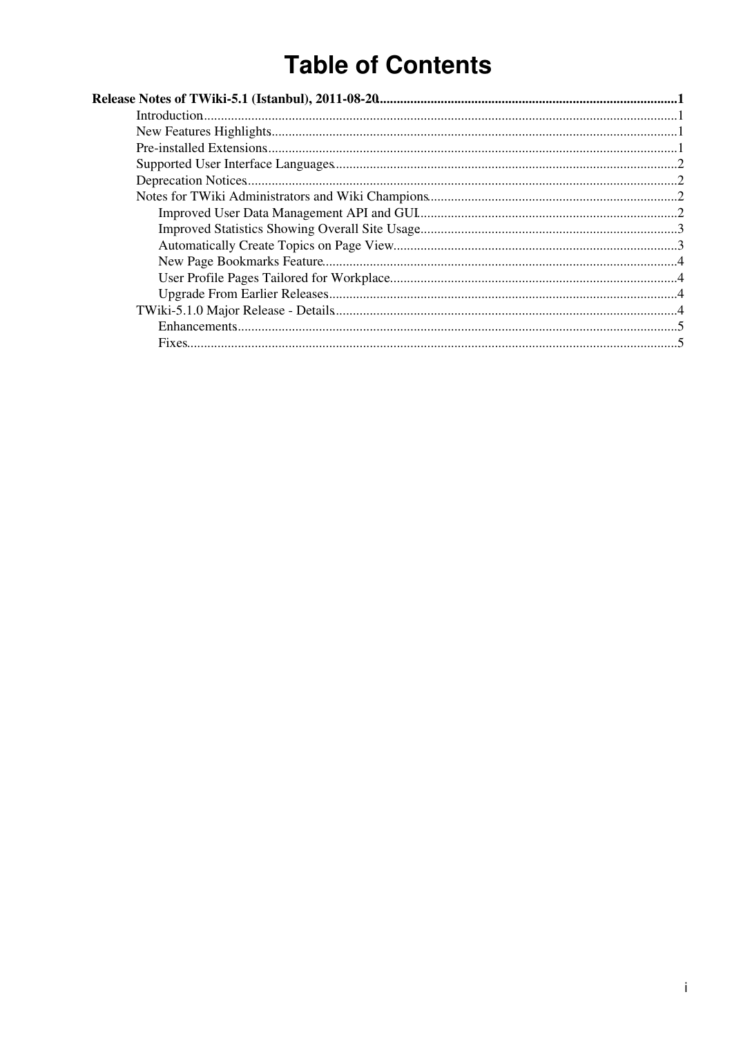# Table of Contents

**Release Notes of TWiki-5.1 (Istanbul), 2011-08-20**........................................................................................1

- Introduction..........................................................................................................................................1
- New Features Highlights......................................................................................................................1
- Pre-installed Extensions........................................................................................................................1
- Supported User Interface Languages....................................................................................................2
- Deprecation Notices..............................................................................................................................2
- Notes for TWiki Administrators and Wiki Champions.........................................................................2
  - Improved User Data Management API and GUI............................................................................2
  - Improved Statistics Showing Overall Site Usage...........................................................................3
  - Automatically Create Topics on Page View...................................................................................3
  - New Page Bookmarks Feature........................................................................................................4
  - User Profile Pages Tailored for Workplace....................................................................................4
  - Upgrade From Earlier Releases......................................................................................................4
- TWiki-5.1.0 Major Release - Details....................................................................................................4
  - Enhancements.................................................................................................................................5
  - Fixes...............................................................................................................................................5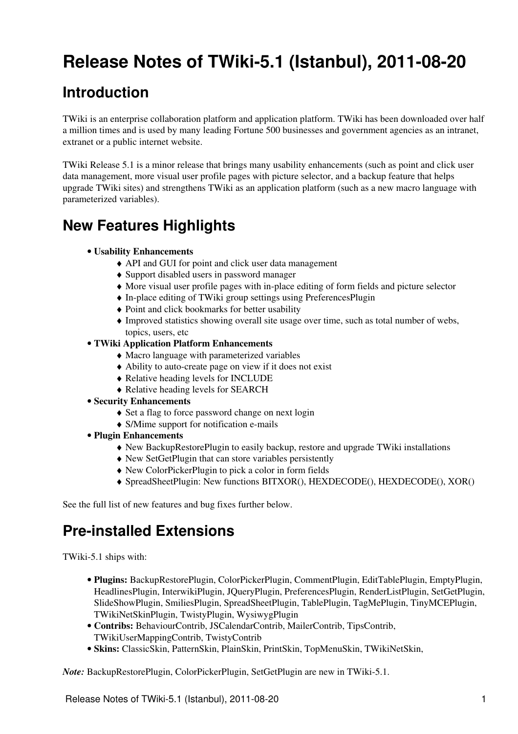# Release Notes of TWiki-5.1 (Istanbul), 2011-08-20

## Introduction

TWiki is an enterprise collaboration platform and application platform. TWiki has been downloaded over half a million times and is used by many leading Fortune 500 businesses and government agencies as an intranet, extranet or a public internet website.

TWiki Release 5.1 is a minor release that brings many usability enhancements (such as point and click user data management, more visual user profile pages with picture selector, and a backup feature that helps upgrade TWiki sites) and strengthens TWiki as an application platform (such as a new macro language with parameterized variables).

## New Features Highlights

- **Usability Enhancements**
    - API and GUI for point and click user data management
    - Support disabled users in password manager
    - More visual user profile pages with in-place editing of form fields and picture selector
    - In-place editing of TWiki group settings using PreferencesPlugin
    - Point and click bookmarks for better usability
    - Improved statistics showing overall site usage over time, such as total number of webs, topics, users, etc
- **TWiki Application Platform Enhancements**
    - Macro language with parameterized variables
    - Ability to auto-create page on view if it does not exist
    - Relative heading levels for INCLUDE
    - Relative heading levels for SEARCH
- **Security Enhancements**
    - Set a flag to force password change on next login
    - S/Mime support for notification e-mails
- **Plugin Enhancements**
    - New BackupRestorePlugin to easily backup, restore and upgrade TWiki installations
    - New SetGetPlugin that can store variables persistently
    - New ColorPickerPlugin to pick a color in form fields
    - SpreadSheetPlugin: New functions BITXOR(), HEXDECODE(), HEXDECODE(), XOR()

See the full list of new features and bug fixes further below.

## Pre-installed Extensions

TWiki-5.1 ships with:

- **Plugins:** BackupRestorePlugin, ColorPickerPlugin, CommentPlugin, EditTablePlugin, EmptyPlugin, HeadlinesPlugin, InterwikiPlugin, JQueryPlugin, PreferencesPlugin, RenderListPlugin, SetGetPlugin, SlideShowPlugin, SmiliesPlugin, SpreadSheetPlugin, TablePlugin, TagMePlugin, TinyMCEPlugin, TWikiNetSkinPlugin, TwistyPlugin, WysiwygPlugin
- **Contribs:** BehaviourContrib, JSCalendarContrib, MailerContrib, TipsContrib, TWikiUserMappingContrib, TwistyContrib
- **Skins:** ClassicSkin, PatternSkin, PlainSkin, PrintSkin, TopMenuSkin, TWikiNetSkin,

***Note:*** BackupRestorePlugin, ColorPickerPlugin, SetGetPlugin are new in TWiki-5.1.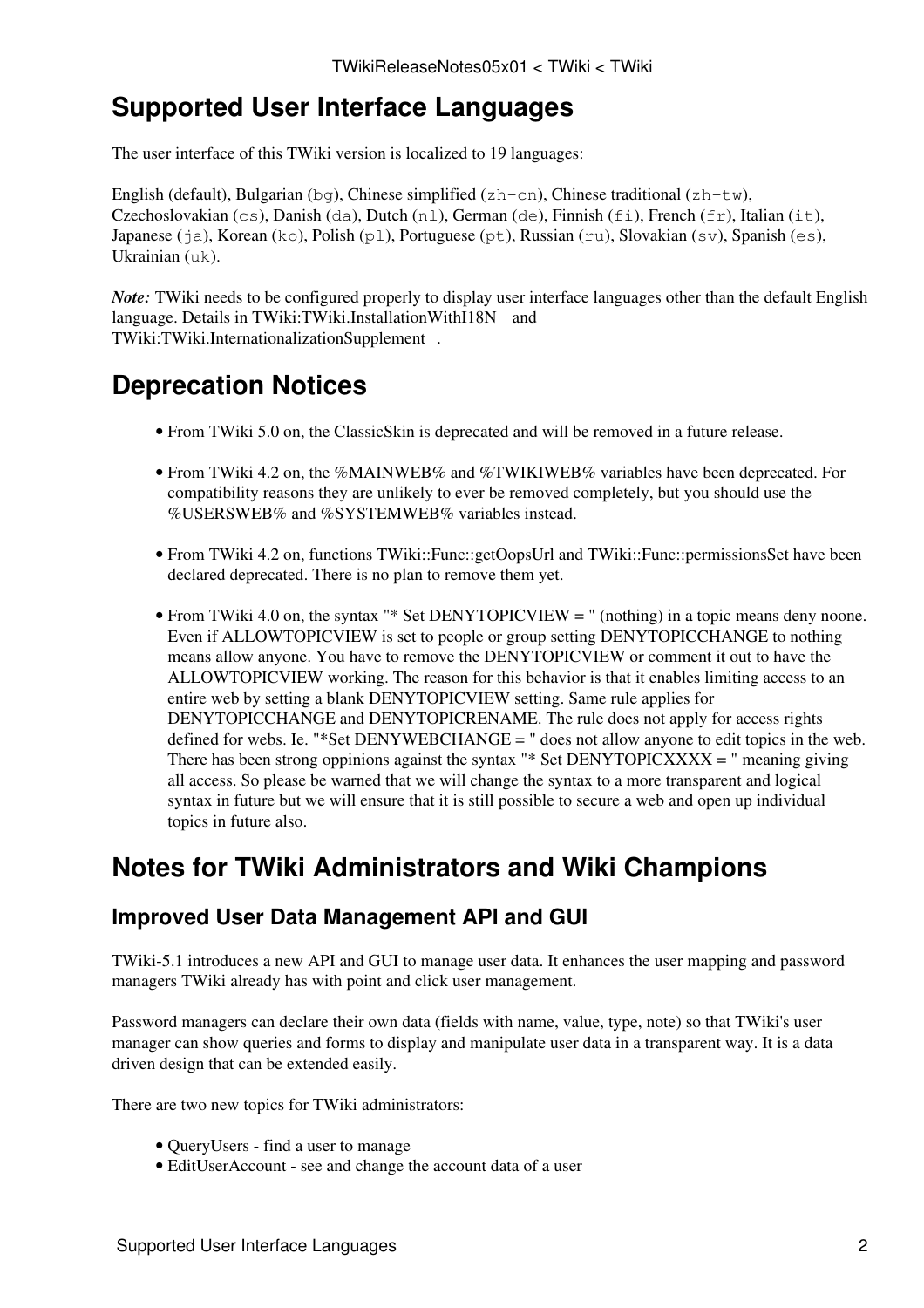# Supported User Interface Languages

The user interface of this TWiki version is localized to 19 languages:

English (default), Bulgarian (`bg`), Chinese simplified (`zh-cn`), Chinese traditional (`zh-tw`), Czechoslovakian (`cs`), Danish (`da`), Dutch (`nl`), German (`de`), Finnish (`fi`), French (`fr`), Italian (`it`), Japanese (`ja`), Korean (`ko`), Polish (`pl`), Portuguese (`pt`), Russian (`ru`), Slovakian (`sv`), Spanish (`es`), Ukrainian (`uk`).

***Note:*** TWiki needs to be configured properly to display user interface languages other than the default English language. Details in TWiki:TWiki.InstallationWithI18N and TWiki:TWiki.InternationalizationSupplement .

# Deprecation Notices

- From TWiki 5.0 on, the ClassicSkin is deprecated and will be removed in a future release.
- From TWiki 4.2 on, the %MAINWEB% and %TWIKIWEB% variables have been deprecated. For compatibility reasons they are unlikely to ever be removed completely, but you should use the %USERSWEB% and %SYSTEMWEB% variables instead.
- From TWiki 4.2 on, functions TWiki::Func::getOopsUrl and TWiki::Func::permissionsSet have been declared deprecated. There is no plan to remove them yet.
- From TWiki 4.0 on, the syntax "* Set DENYTOPICVIEW = " (nothing) in a topic means deny noone. Even if ALLOWTOPICVIEW is set to people or group setting DENYTOPICCHANGE to nothing means allow anyone. You have to remove the DENYTOPICVIEW or comment it out to have the ALLOWTOPICVIEW working. The reason for this behavior is that it enables limiting access to an entire web by setting a blank DENYTOPICVIEW setting. Same rule applies for DENYTOPICCHANGE and DENYTOPICRENAME. The rule does not apply for access rights defined for webs. Ie. "*Set DENYWEBCHANGE = " does not allow anyone to edit topics in the web. There has been strong oppinions against the syntax "* Set DENYTOPICXXXX = " meaning giving all access. So please be warned that we will change the syntax to a more transparent and logical syntax in future but we will ensure that it is still possible to secure a web and open up individual topics in future also.

# Notes for TWiki Administrators and Wiki Champions

## Improved User Data Management API and GUI

TWiki-5.1 introduces a new API and GUI to manage user data. It enhances the user mapping and password managers TWiki already has with point and click user management.

Password managers can declare their own data (fields with name, value, type, note) so that TWiki's user manager can show queries and forms to display and manipulate user data in a transparent way. It is a data driven design that can be extended easily.

There are two new topics for TWiki administrators:

- QueryUsers - find a user to manage
- EditUserAccount - see and change the account data of a user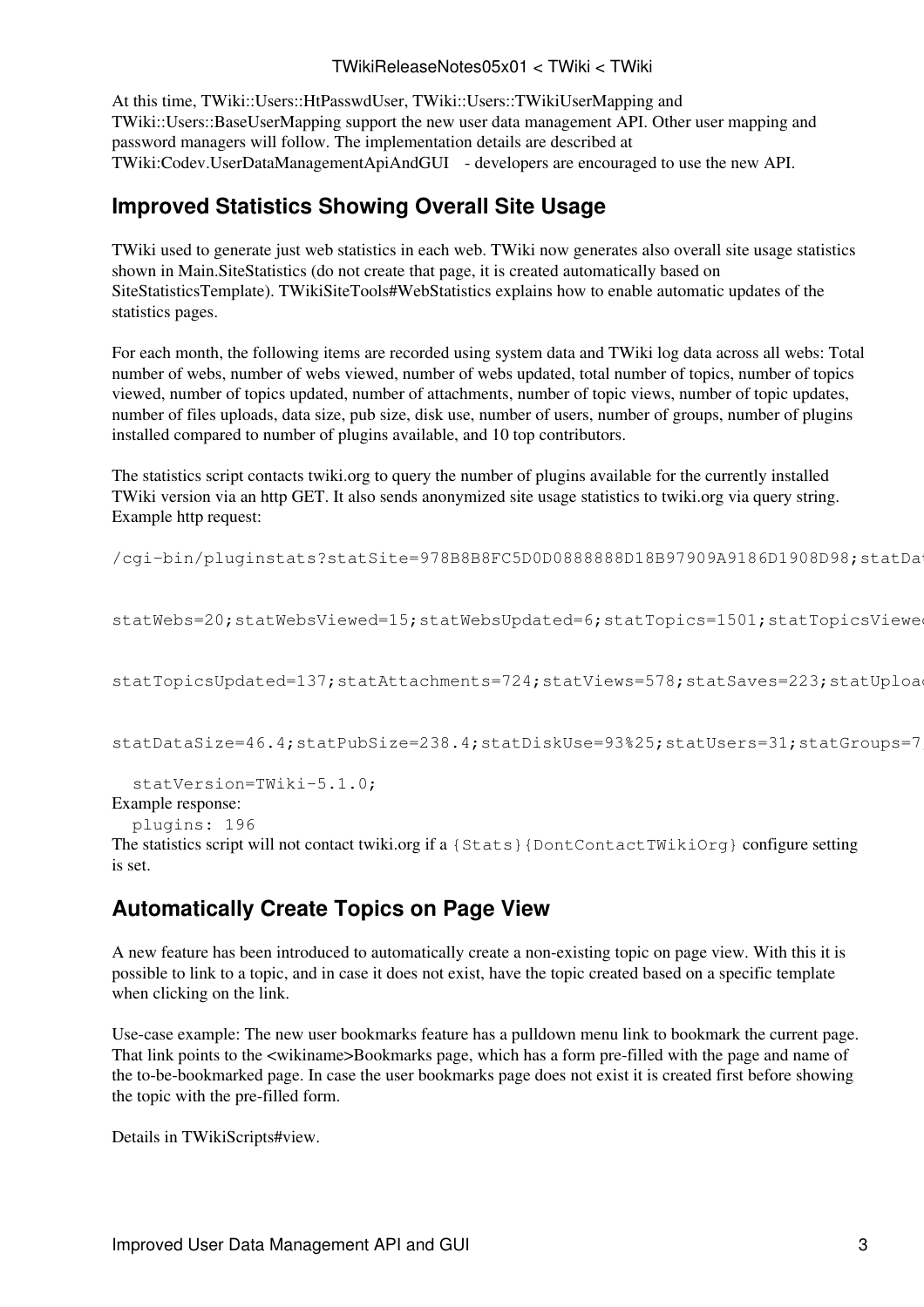At this time, TWiki::Users::HtPasswdUser, TWiki::Users::TWikiUserMapping and TWiki::Users::BaseUserMapping support the new user data management API. Other user mapping and password managers will follow. The implementation details are described at TWiki:Codev.UserDataManagementApiAndGUI - developers are encouraged to use the new API.

## Improved Statistics Showing Overall Site Usage

TWiki used to generate just web statistics in each web. TWiki now generates also overall site usage statistics shown in Main.SiteStatistics (do not create that page, it is created automatically based on SiteStatisticsTemplate). TWikiSiteTools#WebStatistics explains how to enable automatic updates of the statistics pages.

For each month, the following items are recorded using system data and TWiki log data across all webs: Total number of webs, number of webs viewed, number of webs updated, total number of topics, number of topics viewed, number of topics updated, number of attachments, number of topic views, number of topic updates, number of files uploads, data size, pub size, disk use, number of users, number of groups, number of plugins installed compared to number of plugins available, and 10 top contributors.

The statistics script contacts twiki.org to query the number of plugins available for the currently installed TWiki version via an http GET. It also sends anonymized site usage statistics to twiki.org via query string. Example http request:

```
/cgi-bin/pluginstats?statSite=978B8B8FC5D0D0888888D18B97909A9186D1908D98;statDat

statWebs=20;statWebsViewed=15;statWebsUpdated=6;statTopics=1501;statTopicsViewed

statTopicsUpdated=137;statAttachments=724;statViews=578;statSaves=223;statUpload

statDataSize=46.4;statPubSize=238.4;statDiskUse=93%25;statUsers=31;statGroups=7;

  statVersion=TWiki-5.1.0;
```

Example response:

```
  plugins: 196
```

The statistics script will not contact twiki.org if a `{Stats}{DontContactTWikiOrg}` configure setting is set.

## Automatically Create Topics on Page View

A new feature has been introduced to automatically create a non-existing topic on page view. With this it is possible to link to a topic, and in case it does not exist, have the topic created based on a specific template when clicking on the link.

Use-case example: The new user bookmarks feature has a pulldown menu link to bookmark the current page. That link points to the <wikiname>Bookmarks page, which has a form pre-filled with the page and name of the to-be-bookmarked page. In case the user bookmarks page does not exist it is created first before showing the topic with the pre-filled form.

Details in TWikiScripts#view.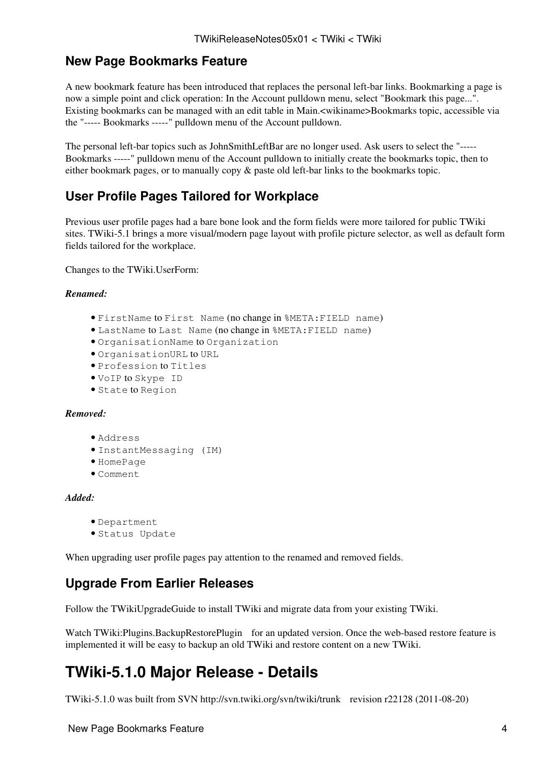## New Page Bookmarks Feature

A new bookmark feature has been introduced that replaces the personal left-bar links. Bookmarking a page is now a simple point and click operation: In the Account pulldown menu, select "Bookmark this page...". Existing bookmarks can be managed with an edit table in Main.<wikiname>Bookmarks topic, accessible via the "----- Bookmarks -----" pulldown menu of the Account pulldown.

The personal left-bar topics such as JohnSmithLeftBar are no longer used. Ask users to select the "----- Bookmarks -----" pulldown menu of the Account pulldown to initially create the bookmarks topic, then to either bookmark pages, or to manually copy & paste old left-bar links to the bookmarks topic.

## User Profile Pages Tailored for Workplace

Previous user profile pages had a bare bone look and the form fields were more tailored for public TWiki sites. TWiki-5.1 brings a more visual/modern page layout with profile picture selector, as well as default form fields tailored for the workplace.

Changes to the TWiki.UserForm:

***Renamed:***

- `FirstName` to `First Name` (no change in `%META:FIELD name`)
- `LastName` to `Last Name` (no change in `%META:FIELD name`)
- `OrganisationName` to `Organization`
- `OrganisationURL` to `URL`
- `Profession` to `Titles`
- `VoIP` to `Skype ID`
- `State` to `Region`

***Removed:***

- `Address`
- `InstantMessaging (IM)`
- `HomePage`
- `Comment`

***Added:***

- `Department`
- `Status Update`

When upgrading user profile pages pay attention to the renamed and removed fields.

## Upgrade From Earlier Releases

Follow the TWikiUpgradeGuide to install TWiki and migrate data from your existing TWiki.

Watch TWiki:Plugins.BackupRestorePlugin for an updated version. Once the web-based restore feature is implemented it will be easy to backup an old TWiki and restore content on a new TWiki.

# TWiki-5.1.0 Major Release - Details

TWiki-5.1.0 was built from SVN http://svn.twiki.org/svn/twiki/trunk revision r22128 (2011-08-20)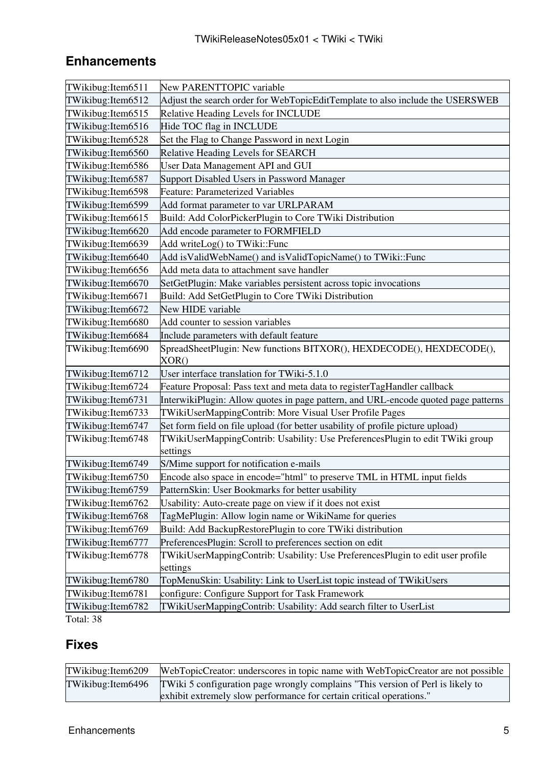## Enhancements

| | |
|---|---|
| TWikibug:Item6511 | New PARENTTOPIC variable |
| TWikibug:Item6512 | Adjust the search order for WebTopicEditTemplate to also include the USERSWEB |
| TWikibug:Item6515 | Relative Heading Levels for INCLUDE |
| TWikibug:Item6516 | Hide TOC flag in INCLUDE |
| TWikibug:Item6528 | Set the Flag to Change Password in next Login |
| TWikibug:Item6560 | Relative Heading Levels for SEARCH |
| TWikibug:Item6586 | User Data Management API and GUI |
| TWikibug:Item6587 | Support Disabled Users in Password Manager |
| TWikibug:Item6598 | Feature: Parameterized Variables |
| TWikibug:Item6599 | Add format parameter to var URLPARAM |
| TWikibug:Item6615 | Build: Add ColorPickerPlugin to Core TWiki Distribution |
| TWikibug:Item6620 | Add encode parameter to FORMFIELD |
| TWikibug:Item6639 | Add writeLog() to TWiki::Func |
| TWikibug:Item6640 | Add isValidWebName() and isValidTopicName() to TWiki::Func |
| TWikibug:Item6656 | Add meta data to attachment save handler |
| TWikibug:Item6670 | SetGetPlugin: Make variables persistent across topic invocations |
| TWikibug:Item6671 | Build: Add SetGetPlugin to Core TWiki Distribution |
| TWikibug:Item6672 | New HIDE variable |
| TWikibug:Item6680 | Add counter to session variables |
| TWikibug:Item6684 | Include parameters with default feature |
| TWikibug:Item6690 | SpreadSheetPlugin: New functions BITXOR(), HEXDECODE(), HEXDECODE(), XOR() |
| TWikibug:Item6712 | User interface translation for TWiki-5.1.0 |
| TWikibug:Item6724 | Feature Proposal: Pass text and meta data to registerTagHandler callback |
| TWikibug:Item6731 | InterwikiPlugin: Allow quotes in page pattern, and URL-encode quoted page patterns |
| TWikibug:Item6733 | TWikiUserMappingContrib: More Visual User Profile Pages |
| TWikibug:Item6747 | Set form field on file upload (for better usability of profile picture upload) |
| TWikibug:Item6748 | TWikiUserMappingContrib: Usability: Use PreferencesPlugin to edit TWiki group settings |
| TWikibug:Item6749 | S/Mime support for notification e-mails |
| TWikibug:Item6750 | Encode also space in encode="html" to preserve TML in HTML input fields |
| TWikibug:Item6759 | PatternSkin: User Bookmarks for better usability |
| TWikibug:Item6762 | Usability: Auto-create page on view if it does not exist |
| TWikibug:Item6768 | TagMePlugin: Allow login name or WikiName for queries |
| TWikibug:Item6769 | Build: Add BackupRestorePlugin to core TWiki distribution |
| TWikibug:Item6777 | PreferencesPlugin: Scroll to preferences section on edit |
| TWikibug:Item6778 | TWikiUserMappingContrib: Usability: Use PreferencesPlugin to edit user profile settings |
| TWikibug:Item6780 | TopMenuSkin: Usability: Link to UserList topic instead of TWikiUsers |
| TWikibug:Item6781 | configure: Configure Support for Task Framework |
| TWikibug:Item6782 | TWikiUserMappingContrib: Usability: Add search filter to UserList |

Total: 38

## Fixes

| | |
|---|---|
| TWikibug:Item6209 | WebTopicCreator: underscores in topic name with WebTopicCreator are not possible |
| TWikibug:Item6496 | TWiki 5 configuration page wrongly complains "This version of Perl is likely to exhibit extremely slow performance for certain critical operations." |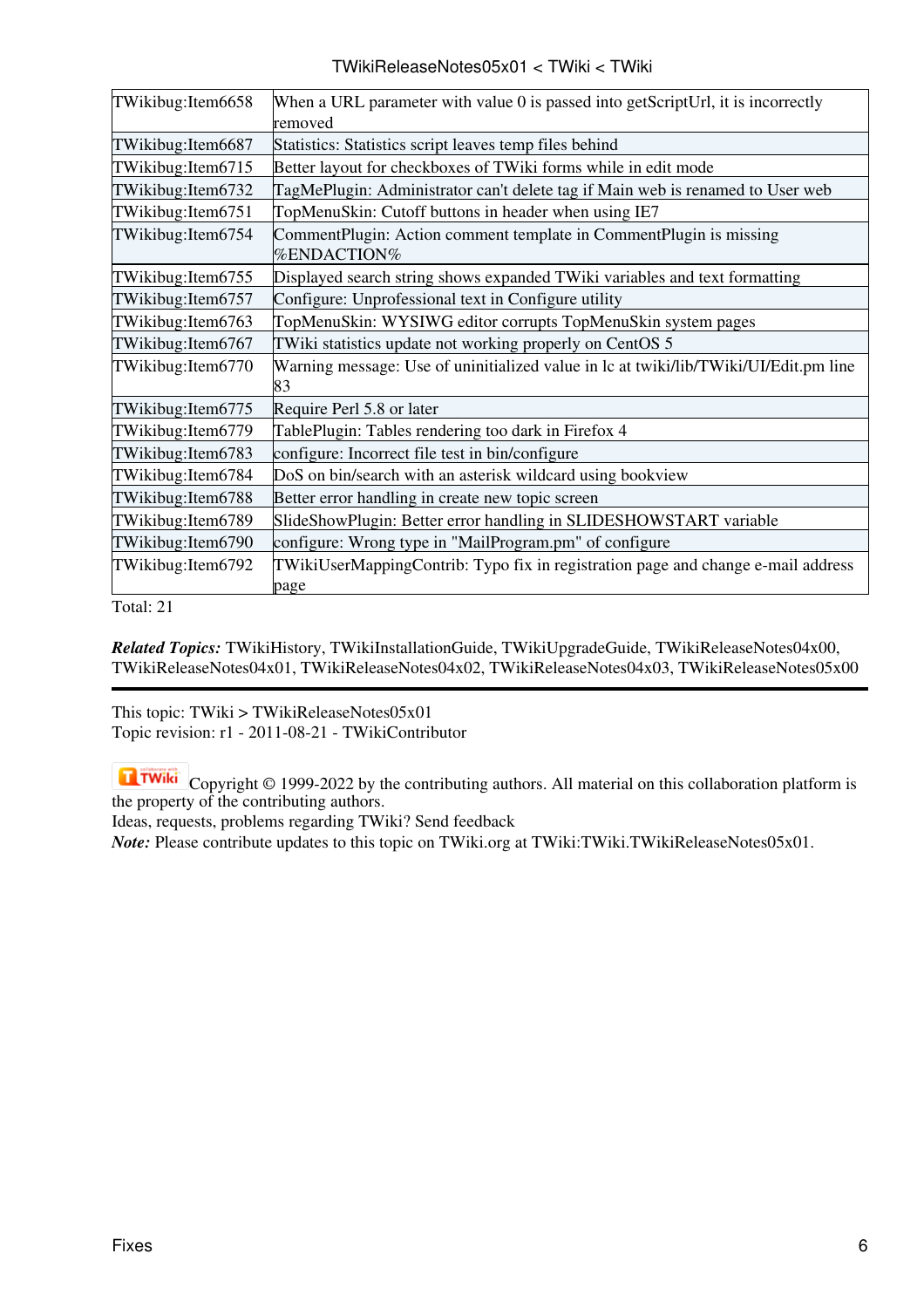| | |
|---|---|
| TWikibug:Item6658 | When a URL parameter with value 0 is passed into getScriptUrl, it is incorrectly removed |
| TWikibug:Item6687 | Statistics: Statistics script leaves temp files behind |
| TWikibug:Item6715 | Better layout for checkboxes of TWiki forms while in edit mode |
| TWikibug:Item6732 | TagMePlugin: Administrator can't delete tag if Main web is renamed to User web |
| TWikibug:Item6751 | TopMenuSkin: Cutoff buttons in header when using IE7 |
| TWikibug:Item6754 | CommentPlugin: Action comment template in CommentPlugin is missing %ENDACTION% |
| TWikibug:Item6755 | Displayed search string shows expanded TWiki variables and text formatting |
| TWikibug:Item6757 | Configure: Unprofessional text in Configure utility |
| TWikibug:Item6763 | TopMenuSkin: WYSIWG editor corrupts TopMenuSkin system pages |
| TWikibug:Item6767 | TWiki statistics update not working properly on CentOS 5 |
| TWikibug:Item6770 | Warning message: Use of uninitialized value in lc at twiki/lib/TWiki/UI/Edit.pm line 83 |
| TWikibug:Item6775 | Require Perl 5.8 or later |
| TWikibug:Item6779 | TablePlugin: Tables rendering too dark in Firefox 4 |
| TWikibug:Item6783 | configure: Incorrect file test in bin/configure |
| TWikibug:Item6784 | DoS on bin/search with an asterisk wildcard using bookview |
| TWikibug:Item6788 | Better error handling in create new topic screen |
| TWikibug:Item6789 | SlideShowPlugin: Better error handling in SLIDESHOWSTART variable |
| TWikibug:Item6790 | configure: Wrong type in "MailProgram.pm" of configure |
| TWikibug:Item6792 | TWikiUserMappingContrib: Typo fix in registration page and change e-mail address page |

Total: 21

***Related Topics:*** TWikiHistory, TWikiInstallationGuide, TWikiUpgradeGuide, TWikiReleaseNotes04x00, TWikiReleaseNotes04x01, TWikiReleaseNotes04x02, TWikiReleaseNotes04x03, TWikiReleaseNotes05x00

---

This topic: TWiki > TWikiReleaseNotes05x01
Topic revision: r1 - 2011-08-21 - TWikiContributor

Copyright © 1999-2022 by the contributing authors. All material on this collaboration platform is the property of the contributing authors.
Ideas, requests, problems regarding TWiki? Send feedback
***Note:*** Please contribute updates to this topic on TWiki.org at TWiki:TWiki.TWikiReleaseNotes05x01.